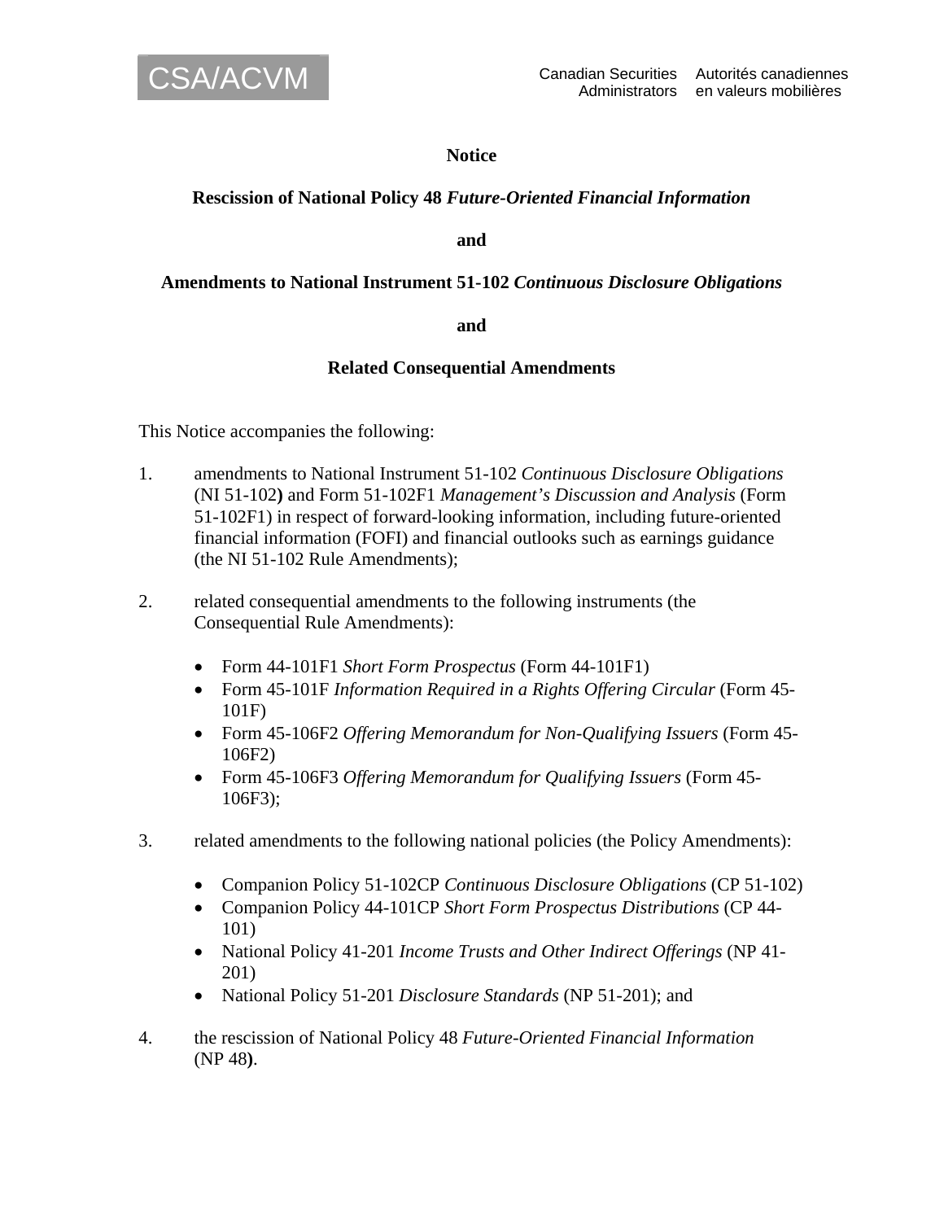CSA/ACVM

Canadian Securities Administrators    Autorités canadiennes en valeurs mobilières

**Notice**

**Rescission of National Policy 48 *Future-Oriented Financial Information***

**and**

**Amendments to National Instrument 51-102 *Continuous Disclosure Obligations***

**and**

**Related Consequential Amendments**

This Notice accompanies the following:

1. amendments to National Instrument 51-102 *Continuous Disclosure Obligations* (NI 51-102**)** and Form 51-102F1 *Management's Discussion and Analysis* (Form 51-102F1) in respect of forward-looking information, including future-oriented financial information (FOFI) and financial outlooks such as earnings guidance (the NI 51-102 Rule Amendments);

2. related consequential amendments to the following instruments (the Consequential Rule Amendments):

   - Form 44-101F1 *Short Form Prospectus* (Form 44-101F1)
   - Form 45-101F *Information Required in a Rights Offering Circular* (Form 45-101F)
   - Form 45-106F2 *Offering Memorandum for Non-Qualifying Issuers* (Form 45-106F2)
   - Form 45-106F3 *Offering Memorandum for Qualifying Issuers* (Form 45-106F3);

3. related amendments to the following national policies (the Policy Amendments):

   - Companion Policy 51-102CP *Continuous Disclosure Obligations* (CP 51-102)
   - Companion Policy 44-101CP *Short Form Prospectus Distributions* (CP 44-101)
   - National Policy 41-201 *Income Trusts and Other Indirect Offerings* (NP 41-201)
   - National Policy 51-201 *Disclosure Standards* (NP 51-201); and

4. the rescission of National Policy 48 *Future-Oriented Financial Information* (NP 48**)**.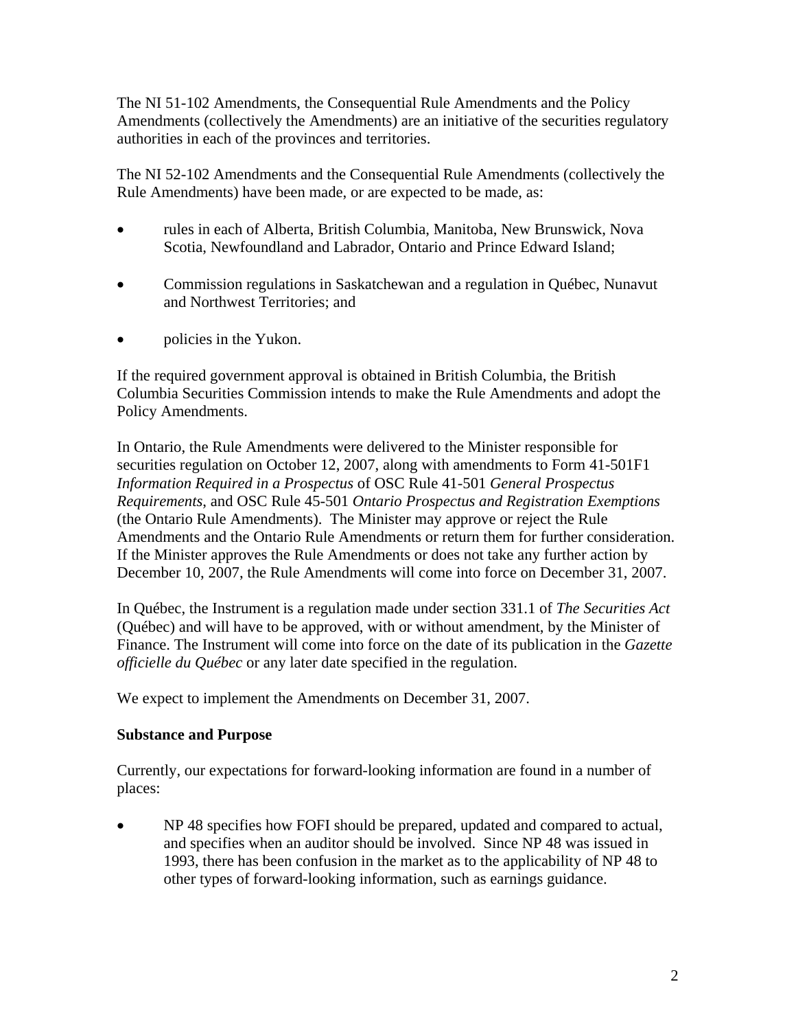The NI 51-102 Amendments, the Consequential Rule Amendments and the Policy Amendments (collectively the Amendments) are an initiative of the securities regulatory authorities in each of the provinces and territories.

The NI 52-102 Amendments and the Consequential Rule Amendments (collectively the Rule Amendments) have been made, or are expected to be made, as:

- rules in each of Alberta, British Columbia, Manitoba, New Brunswick, Nova Scotia, Newfoundland and Labrador, Ontario and Prince Edward Island;
- Commission regulations in Saskatchewan and a regulation in Québec, Nunavut and Northwest Territories; and
- policies in the Yukon.

If the required government approval is obtained in British Columbia, the British Columbia Securities Commission intends to make the Rule Amendments and adopt the Policy Amendments.

In Ontario, the Rule Amendments were delivered to the Minister responsible for securities regulation on October 12, 2007, along with amendments to Form 41-501F1 *Information Required in a Prospectus* of OSC Rule 41-501 *General Prospectus Requirements*, and OSC Rule 45-501 *Ontario Prospectus and Registration Exemptions* (the Ontario Rule Amendments). The Minister may approve or reject the Rule Amendments and the Ontario Rule Amendments or return them for further consideration. If the Minister approves the Rule Amendments or does not take any further action by December 10, 2007, the Rule Amendments will come into force on December 31, 2007.

In Québec, the Instrument is a regulation made under section 331.1 of *The Securities Act* (Québec) and will have to be approved, with or without amendment, by the Minister of Finance. The Instrument will come into force on the date of its publication in the *Gazette officielle du Québec* or any later date specified in the regulation.

We expect to implement the Amendments on December 31, 2007.

**Substance and Purpose**

Currently, our expectations for forward-looking information are found in a number of places:

- NP 48 specifies how FOFI should be prepared, updated and compared to actual, and specifies when an auditor should be involved. Since NP 48 was issued in 1993, there has been confusion in the market as to the applicability of NP 48 to other types of forward-looking information, such as earnings guidance.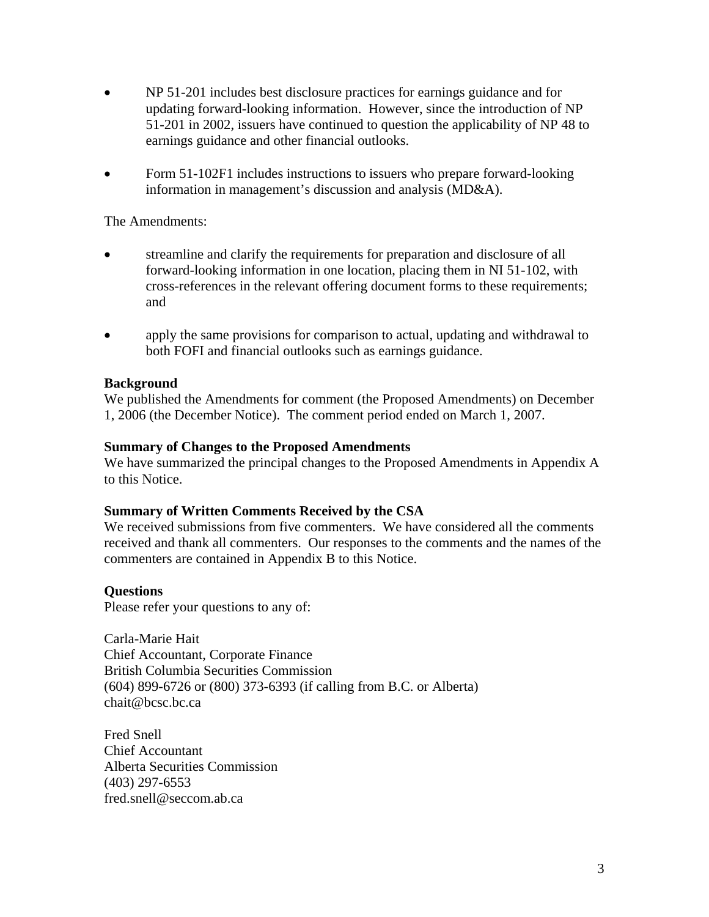- NP 51-201 includes best disclosure practices for earnings guidance and for updating forward-looking information. However, since the introduction of NP 51-201 in 2002, issuers have continued to question the applicability of NP 48 to earnings guidance and other financial outlooks.

- Form 51-102F1 includes instructions to issuers who prepare forward-looking information in management's discussion and analysis (MD&A).

The Amendments:

- streamline and clarify the requirements for preparation and disclosure of all forward-looking information in one location, placing them in NI 51-102, with cross-references in the relevant offering document forms to these requirements; and

- apply the same provisions for comparison to actual, updating and withdrawal to both FOFI and financial outlooks such as earnings guidance.

**Background**

We published the Amendments for comment (the Proposed Amendments) on December 1, 2006 (the December Notice). The comment period ended on March 1, 2007.

**Summary of Changes to the Proposed Amendments**

We have summarized the principal changes to the Proposed Amendments in Appendix A to this Notice.

**Summary of Written Comments Received by the CSA**

We received submissions from five commenters. We have considered all the comments received and thank all commenters. Our responses to the comments and the names of the commenters are contained in Appendix B to this Notice.

**Questions**

Please refer your questions to any of:

Carla-Marie Hait
Chief Accountant, Corporate Finance
British Columbia Securities Commission
(604) 899-6726 or (800) 373-6393 (if calling from B.C. or Alberta)
chait@bcsc.bc.ca

Fred Snell
Chief Accountant
Alberta Securities Commission
(403) 297-6553
fred.snell@seccom.ab.ca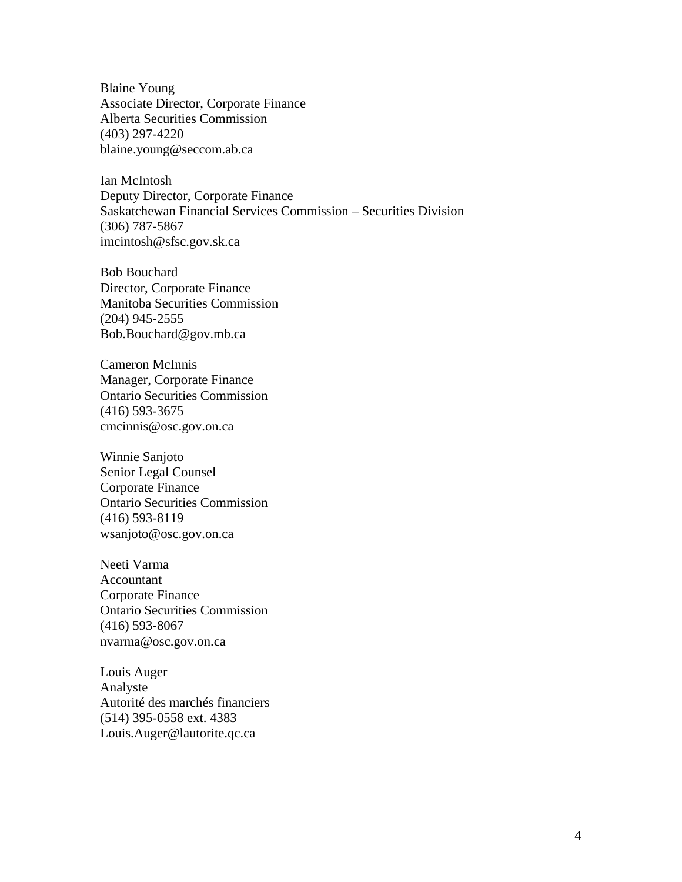Blaine Young
Associate Director, Corporate Finance
Alberta Securities Commission
(403) 297-4220
blaine.young@seccom.ab.ca

Ian McIntosh
Deputy Director, Corporate Finance
Saskatchewan Financial Services Commission – Securities Division
(306) 787-5867
imcintosh@sfsc.gov.sk.ca

Bob Bouchard
Director, Corporate Finance
Manitoba Securities Commission
(204) 945-2555
Bob.Bouchard@gov.mb.ca

Cameron McInnis
Manager, Corporate Finance
Ontario Securities Commission
(416) 593-3675
cmcinnis@osc.gov.on.ca

Winnie Sanjoto
Senior Legal Counsel
Corporate Finance
Ontario Securities Commission
(416) 593-8119
wsanjoto@osc.gov.on.ca

Neeti Varma
Accountant
Corporate Finance
Ontario Securities Commission
(416) 593-8067
nvarma@osc.gov.on.ca

Louis Auger
Analyste
Autorité des marchés financiers
(514) 395-0558 ext. 4383
Louis.Auger@lautorite.qc.ca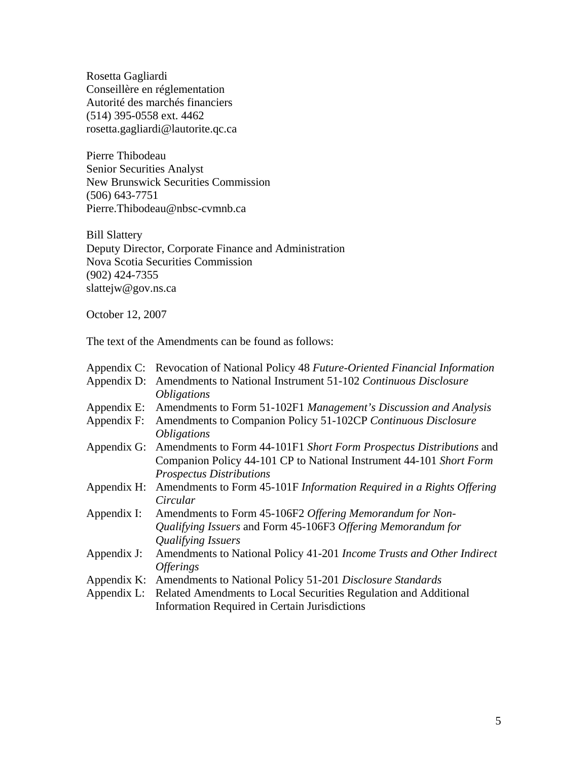Rosetta Gagliardi
Conseillère en réglementation
Autorité des marchés financiers
(514) 395-0558 ext. 4462
rosetta.gagliardi@lautorite.qc.ca

Pierre Thibodeau
Senior Securities Analyst
New Brunswick Securities Commission
(506) 643-7751
Pierre.Thibodeau@nbsc-cvmnb.ca

Bill Slattery
Deputy Director, Corporate Finance and Administration
Nova Scotia Securities Commission
(902) 424-7355
slattejw@gov.ns.ca

October 12, 2007

The text of the Amendments can be found as follows:

| | |
|---|---|
| Appendix C: | Revocation of National Policy 48 *Future-Oriented Financial Information* |
| Appendix D: | Amendments to National Instrument 51-102 *Continuous Disclosure Obligations* |
| Appendix E: | Amendments to Form 51-102F1 *Management's Discussion and Analysis* |
| Appendix F: | Amendments to Companion Policy 51-102CP *Continuous Disclosure Obligations* |
| Appendix G: | Amendments to Form 44-101F1 *Short Form Prospectus Distributions* and Companion Policy 44-101 CP to National Instrument 44-101 *Short Form Prospectus Distributions* |
| Appendix H: | Amendments to Form 45-101F *Information Required in a Rights Offering Circular* |
| Appendix I: | Amendments to Form 45-106F2 *Offering Memorandum for Non-Qualifying Issuers* and Form 45-106F3 *Offering Memorandum for Qualifying Issuers* |
| Appendix J: | Amendments to National Policy 41-201 *Income Trusts and Other Indirect Offerings* |
| Appendix K: | Amendments to National Policy 51-201 *Disclosure Standards* |
| Appendix L: | Related Amendments to Local Securities Regulation and Additional Information Required in Certain Jurisdictions |